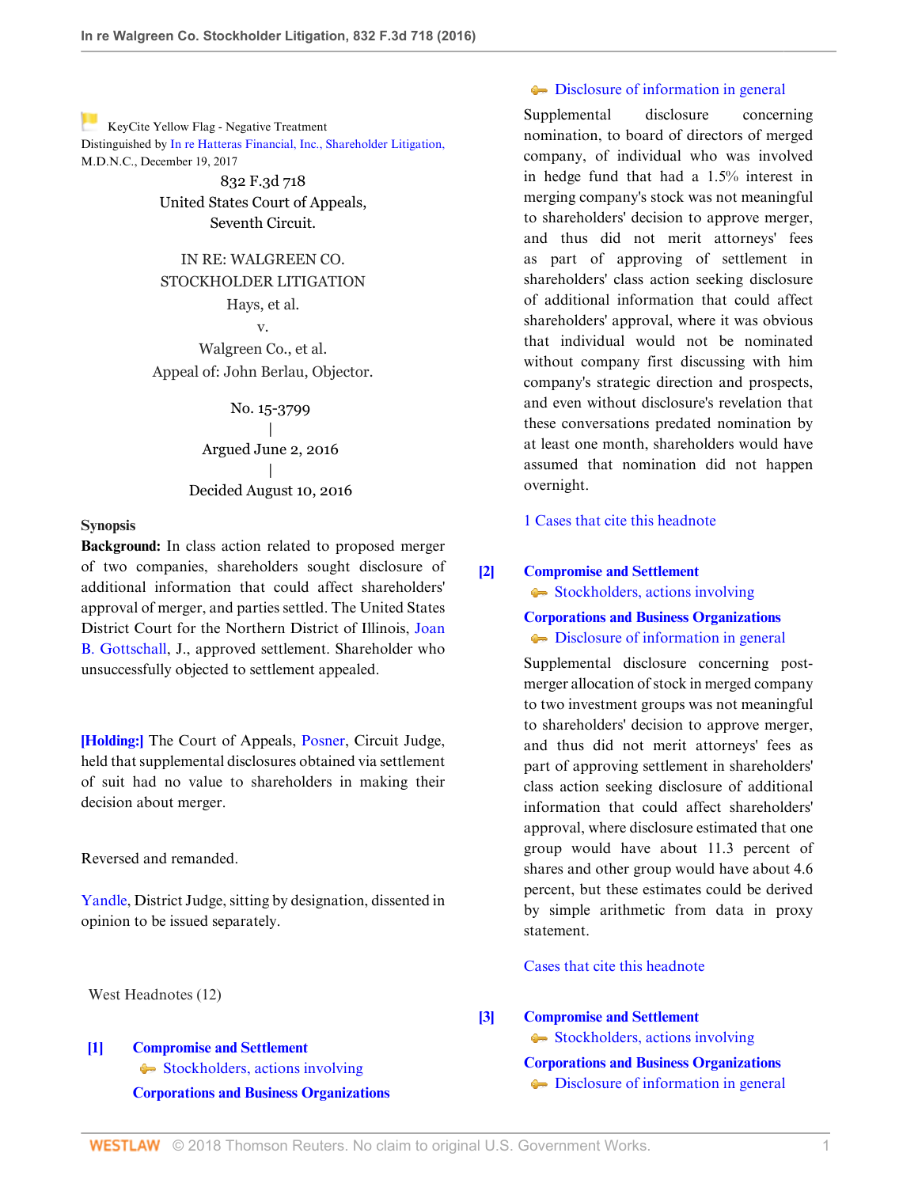KeyCite Yellow Flag - Negative Treatment
Distinguished by In re Hatteras Financial, Inc., Shareholder Litigation, M.D.N.C., December 19, 2017

832 F.3d 718
United States Court of Appeals,
Seventh Circuit.

IN RE: WALGREEN CO. STOCKHOLDER LITIGATION
Hays, et al.
v.
Walgreen Co., et al.
Appeal of: John Berlau, Objector.

No. 15-3799
|
Argued June 2, 2016
|
Decided August 10, 2016

**Synopsis**

**Background:** In class action related to proposed merger of two companies, shareholders sought disclosure of additional information that could affect shareholders' approval of merger, and parties settled. The United States District Court for the Northern District of Illinois, Joan B. Gottschall, J., approved settlement. Shareholder who unsuccessfully objected to settlement appealed.

**[Holding:]** The Court of Appeals, Posner, Circuit Judge, held that supplemental disclosures obtained via settlement of suit had no value to shareholders in making their decision about merger.

Reversed and remanded.

Yandle, District Judge, sitting by designation, dissented in opinion to be issued separately.

West Headnotes (12)

**[1]** **Compromise and Settlement**
Stockholders, actions involving
**Corporations and Business Organizations**
Disclosure of information in general

Supplemental disclosure concerning nomination, to board of directors of merged company, of individual who was involved in hedge fund that had a 1.5% interest in merging company's stock was not meaningful to shareholders' decision to approve merger, and thus did not merit attorneys' fees as part of approving of settlement in shareholders' class action seeking disclosure of additional information that could affect shareholders' approval, where it was obvious that individual would not be nominated without company first discussing with him company's strategic direction and prospects, and even without disclosure's revelation that these conversations predated nomination by at least one month, shareholders would have assumed that nomination did not happen overnight.

1 Cases that cite this headnote

**[2]** **Compromise and Settlement**
Stockholders, actions involving
**Corporations and Business Organizations**
Disclosure of information in general

Supplemental disclosure concerning post-merger allocation of stock in merged company to two investment groups was not meaningful to shareholders' decision to approve merger, and thus did not merit attorneys' fees as part of approving settlement in shareholders' class action seeking disclosure of additional information that could affect shareholders' approval, where disclosure estimated that one group would have about 11.3 percent of shares and other group would have about 4.6 percent, but these estimates could be derived by simple arithmetic from data in proxy statement.

Cases that cite this headnote

**[3]** **Compromise and Settlement**
Stockholders, actions involving
**Corporations and Business Organizations**
Disclosure of information in general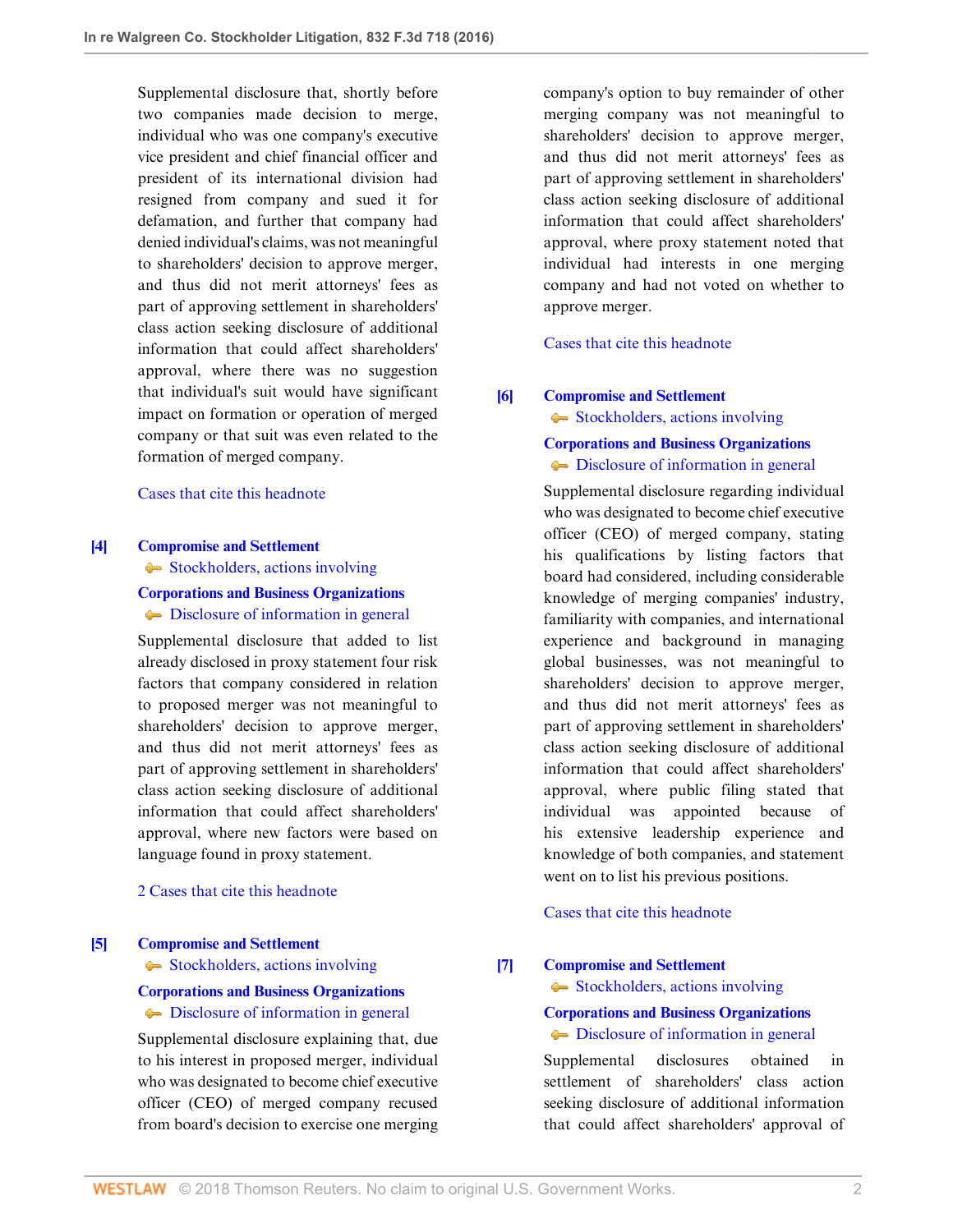Supplemental disclosure that, shortly before two companies made decision to merge, individual who was one company's executive vice president and chief financial officer and president of its international division had resigned from company and sued it for defamation, and further that company had denied individual's claims, was not meaningful to shareholders' decision to approve merger, and thus did not merit attorneys' fees as part of approving settlement in shareholders' class action seeking disclosure of additional information that could affect shareholders' approval, where there was no suggestion that individual's suit would have significant impact on formation or operation of merged company or that suit was even related to the formation of merged company.

Cases that cite this headnote

**[4]** **Compromise and Settlement**
Stockholders, actions involving
**Corporations and Business Organizations**
Disclosure of information in general

Supplemental disclosure that added to list already disclosed in proxy statement four risk factors that company considered in relation to proposed merger was not meaningful to shareholders' decision to approve merger, and thus did not merit attorneys' fees as part of approving settlement in shareholders' class action seeking disclosure of additional information that could affect shareholders' approval, where new factors were based on language found in proxy statement.

2 Cases that cite this headnote

**[5]** **Compromise and Settlement**
Stockholders, actions involving
**Corporations and Business Organizations**
Disclosure of information in general

Supplemental disclosure explaining that, due to his interest in proposed merger, individual who was designated to become chief executive officer (CEO) of merged company recused from board's decision to exercise one merging company's option to buy remainder of other merging company was not meaningful to shareholders' decision to approve merger, and thus did not merit attorneys' fees as part of approving settlement in shareholders' class action seeking disclosure of additional information that could affect shareholders' approval, where proxy statement noted that individual had interests in one merging company and had not voted on whether to approve merger.

Cases that cite this headnote

**[6]** **Compromise and Settlement**
Stockholders, actions involving
**Corporations and Business Organizations**
Disclosure of information in general

Supplemental disclosure regarding individual who was designated to become chief executive officer (CEO) of merged company, stating his qualifications by listing factors that board had considered, including considerable knowledge of merging companies' industry, familiarity with companies, and international experience and background in managing global businesses, was not meaningful to shareholders' decision to approve merger, and thus did not merit attorneys' fees as part of approving settlement in shareholders' class action seeking disclosure of additional information that could affect shareholders' approval, where public filing stated that individual was appointed because of his extensive leadership experience and knowledge of both companies, and statement went on to list his previous positions.

Cases that cite this headnote

**[7]** **Compromise and Settlement**
Stockholders, actions involving
**Corporations and Business Organizations**
Disclosure of information in general

Supplemental disclosures obtained in settlement of shareholders' class action seeking disclosure of additional information that could affect shareholders' approval of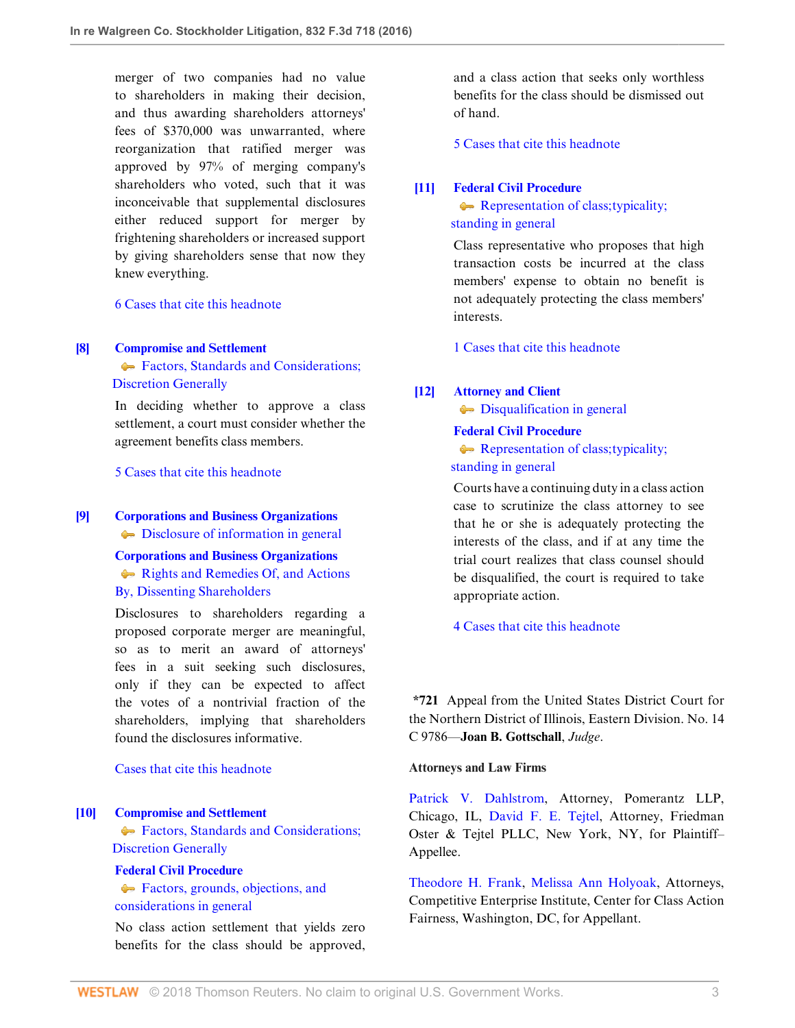merger of two companies had no value to shareholders in making their decision, and thus awarding shareholders attorneys' fees of $370,000 was unwarranted, where reorganization that ratified merger was approved by 97% of merging company's shareholders who voted, such that it was inconceivable that supplemental disclosures either reduced support for merger by frightening shareholders or increased support by giving shareholders sense that now they knew everything.

6 Cases that cite this headnote

**[8]** **Compromise and Settlement**
Factors, Standards and Considerations; Discretion Generally

In deciding whether to approve a class settlement, a court must consider whether the agreement benefits class members.

5 Cases that cite this headnote

**[9]** **Corporations and Business Organizations**
Disclosure of information in general

**Corporations and Business Organizations**
Rights and Remedies Of, and Actions By, Dissenting Shareholders

Disclosures to shareholders regarding a proposed corporate merger are meaningful, so as to merit an award of attorneys' fees in a suit seeking such disclosures, only if they can be expected to affect the votes of a nontrivial fraction of the shareholders, implying that shareholders found the disclosures informative.

Cases that cite this headnote

**[10]** **Compromise and Settlement**
Factors, Standards and Considerations; Discretion Generally

**Federal Civil Procedure**
Factors, grounds, objections, and considerations in general

No class action settlement that yields zero benefits for the class should be approved, and a class action that seeks only worthless benefits for the class should be dismissed out of hand.

5 Cases that cite this headnote

**[11]** **Federal Civil Procedure**
Representation of class;typicality; standing in general

Class representative who proposes that high transaction costs be incurred at the class members' expense to obtain no benefit is not adequately protecting the class members' interests.

1 Cases that cite this headnote

**[12]** **Attorney and Client**
Disqualification in general

**Federal Civil Procedure**
Representation of class;typicality; standing in general

Courts have a continuing duty in a class action case to scrutinize the class attorney to see that he or she is adequately protecting the interests of the class, and if at any time the trial court realizes that class counsel should be disqualified, the court is required to take appropriate action.

4 Cases that cite this headnote

**\*721** Appeal from the United States District Court for the Northern District of Illinois, Eastern Division. No. 14 C 9786—**Joan B. Gottschall**, *Judge*.

**Attorneys and Law Firms**

Patrick V. Dahlstrom, Attorney, Pomerantz LLP, Chicago, IL, David F. E. Tejtel, Attorney, Friedman Oster & Tejtel PLLC, New York, NY, for Plaintiff–Appellee.

Theodore H. Frank, Melissa Ann Holyoak, Attorneys, Competitive Enterprise Institute, Center for Class Action Fairness, Washington, DC, for Appellant.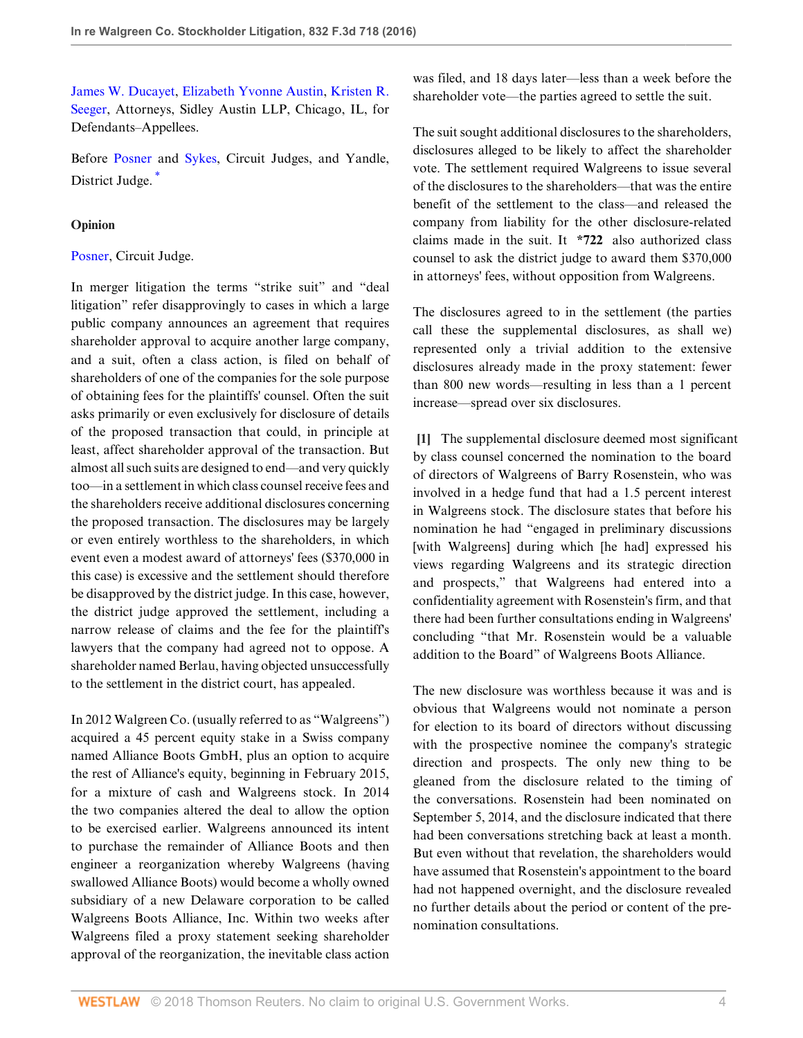James W. Ducayet, Elizabeth Yvonne Austin, Kristen R. Seeger, Attorneys, Sidley Austin LLP, Chicago, IL, for Defendants–Appellees.

Before Posner and Sykes, Circuit Judges, and Yandle, District Judge. *

**Opinion**

Posner, Circuit Judge.

In merger litigation the terms "strike suit" and "deal litigation" refer disapprovingly to cases in which a large public company announces an agreement that requires shareholder approval to acquire another large company, and a suit, often a class action, is filed on behalf of shareholders of one of the companies for the sole purpose of obtaining fees for the plaintiffs' counsel. Often the suit asks primarily or even exclusively for disclosure of details of the proposed transaction that could, in principle at least, affect shareholder approval of the transaction. But almost all such suits are designed to end—and very quickly too—in a settlement in which class counsel receive fees and the shareholders receive additional disclosures concerning the proposed transaction. The disclosures may be largely or even entirely worthless to the shareholders, in which event even a modest award of attorneys' fees ($370,000 in this case) is excessive and the settlement should therefore be disapproved by the district judge. In this case, however, the district judge approved the settlement, including a narrow release of claims and the fee for the plaintiff's lawyers that the company had agreed not to oppose. A shareholder named Berlau, having objected unsuccessfully to the settlement in the district court, has appealed.

In 2012 Walgreen Co. (usually referred to as "Walgreens") acquired a 45 percent equity stake in a Swiss company named Alliance Boots GmbH, plus an option to acquire the rest of Alliance's equity, beginning in February 2015, for a mixture of cash and Walgreens stock. In 2014 the two companies altered the deal to allow the option to be exercised earlier. Walgreens announced its intent to purchase the remainder of Alliance Boots and then engineer a reorganization whereby Walgreens (having swallowed Alliance Boots) would become a wholly owned subsidiary of a new Delaware corporation to be called Walgreens Boots Alliance, Inc. Within two weeks after Walgreens filed a proxy statement seeking shareholder approval of the reorganization, the inevitable class action was filed, and 18 days later—less than a week before the shareholder vote—the parties agreed to settle the suit.

The suit sought additional disclosures to the shareholders, disclosures alleged to be likely to affect the shareholder vote. The settlement required Walgreens to issue several of the disclosures to the shareholders—that was the entire benefit of the settlement to the class—and released the company from liability for the other disclosure-related claims made in the suit. It **\*722** also authorized class counsel to ask the district judge to award them $370,000 in attorneys' fees, without opposition from Walgreens.

The disclosures agreed to in the settlement (the parties call these the supplemental disclosures, as shall we) represented only a trivial addition to the extensive disclosures already made in the proxy statement: fewer than 800 new words—resulting in less than a 1 percent increase—spread over six disclosures.

**[1]** The supplemental disclosure deemed most significant by class counsel concerned the nomination to the board of directors of Walgreens of Barry Rosenstein, who was involved in a hedge fund that had a 1.5 percent interest in Walgreens stock. The disclosure states that before his nomination he had "engaged in preliminary discussions [with Walgreens] during which [he had] expressed his views regarding Walgreens and its strategic direction and prospects," that Walgreens had entered into a confidentiality agreement with Rosenstein's firm, and that there had been further consultations ending in Walgreens' concluding "that Mr. Rosenstein would be a valuable addition to the Board" of Walgreens Boots Alliance.

The new disclosure was worthless because it was and is obvious that Walgreens would not nominate a person for election to its board of directors without discussing with the prospective nominee the company's strategic direction and prospects. The only new thing to be gleaned from the disclosure related to the timing of the conversations. Rosenstein had been nominated on September 5, 2014, and the disclosure indicated that there had been conversations stretching back at least a month. But even without that revelation, the shareholders would have assumed that Rosenstein's appointment to the board had not happened overnight, and the disclosure revealed no further details about the period or content of the pre-nomination consultations.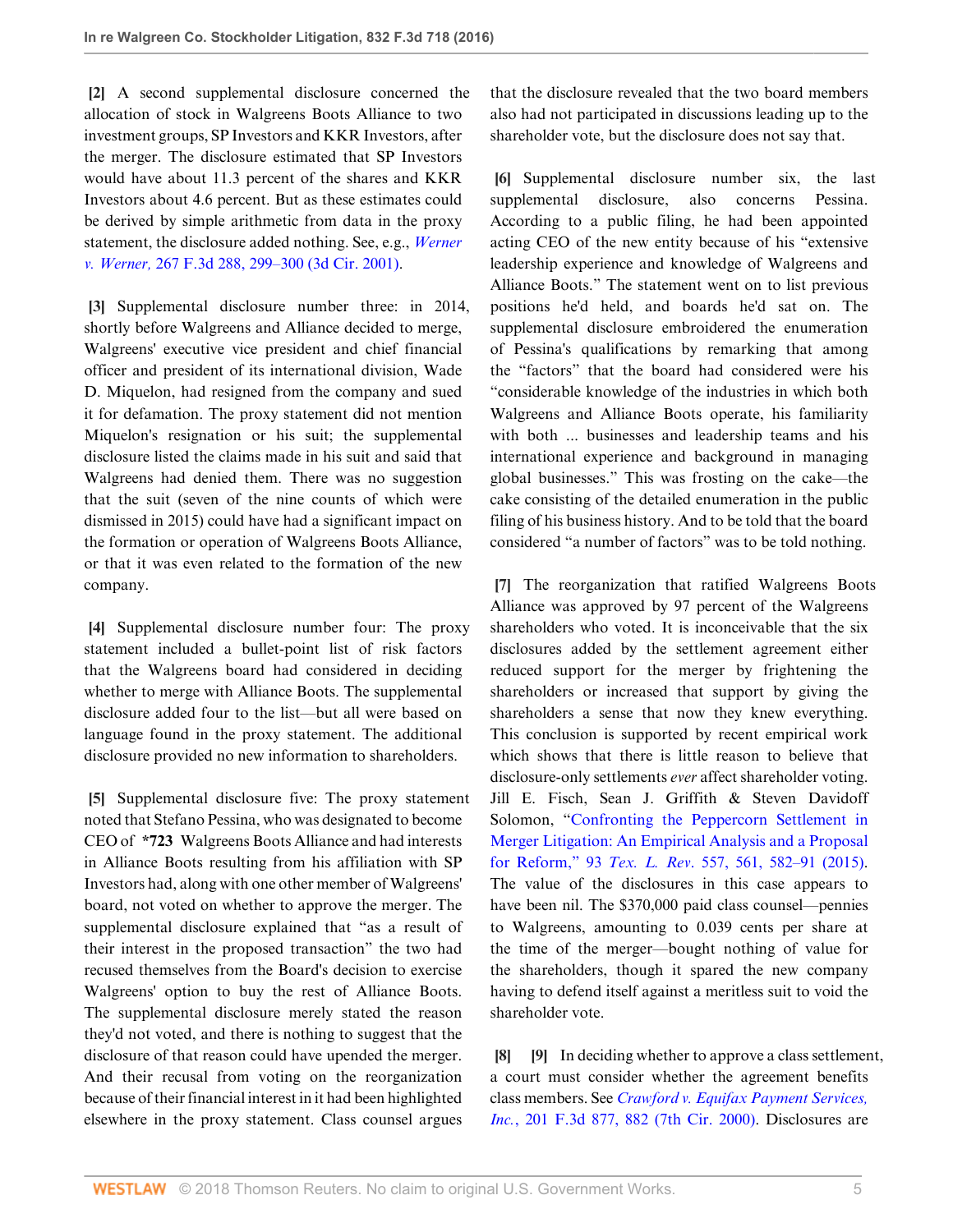**[2]** A second supplemental disclosure concerned the allocation of stock in Walgreens Boots Alliance to two investment groups, SP Investors and KKR Investors, after the merger. The disclosure estimated that SP Investors would have about 11.3 percent of the shares and KKR Investors about 4.6 percent. But as these estimates could be derived by simple arithmetic from data in the proxy statement, the disclosure added nothing. See, e.g., *Werner v. Werner,* 267 F.3d 288, 299–300 (3d Cir. 2001).

**[3]** Supplemental disclosure number three: in 2014, shortly before Walgreens and Alliance decided to merge, Walgreens' executive vice president and chief financial officer and president of its international division, Wade D. Miquelon, had resigned from the company and sued it for defamation. The proxy statement did not mention Miquelon's resignation or his suit; the supplemental disclosure listed the claims made in his suit and said that Walgreens had denied them. There was no suggestion that the suit (seven of the nine counts of which were dismissed in 2015) could have had a significant impact on the formation or operation of Walgreens Boots Alliance, or that it was even related to the formation of the new company.

**[4]** Supplemental disclosure number four: The proxy statement included a bullet-point list of risk factors that the Walgreens board had considered in deciding whether to merge with Alliance Boots. The supplemental disclosure added four to the list—but all were based on language found in the proxy statement. The additional disclosure provided no new information to shareholders.

**[5]** Supplemental disclosure five: The proxy statement noted that Stefano Pessina, who was designated to become CEO of **\*723** Walgreens Boots Alliance and had interests in Alliance Boots resulting from his affiliation with SP Investors had, along with one other member of Walgreens' board, not voted on whether to approve the merger. The supplemental disclosure explained that "as a result of their interest in the proposed transaction" the two had recused themselves from the Board's decision to exercise Walgreens' option to buy the rest of Alliance Boots. The supplemental disclosure merely stated the reason they'd not voted, and there is nothing to suggest that the disclosure of that reason could have upended the merger. And their recusal from voting on the reorganization because of their financial interest in it had been highlighted elsewhere in the proxy statement. Class counsel argues that the disclosure revealed that the two board members also had not participated in discussions leading up to the shareholder vote, but the disclosure does not say that.

**[6]** Supplemental disclosure number six, the last supplemental disclosure, also concerns Pessina. According to a public filing, he had been appointed acting CEO of the new entity because of his "extensive leadership experience and knowledge of Walgreens and Alliance Boots." The statement went on to list previous positions he'd held, and boards he'd sat on. The supplemental disclosure embroidered the enumeration of Pessina's qualifications by remarking that among the "factors" that the board had considered were his "considerable knowledge of the industries in which both Walgreens and Alliance Boots operate, his familiarity with both ... businesses and leadership teams and his international experience and background in managing global businesses." This was frosting on the cake—the cake consisting of the detailed enumeration in the public filing of his business history. And to be told that the board considered "a number of factors" was to be told nothing.

**[7]** The reorganization that ratified Walgreens Boots Alliance was approved by 97 percent of the Walgreens shareholders who voted. It is inconceivable that the six disclosures added by the settlement agreement either reduced support for the merger by frightening the shareholders or increased that support by giving the shareholders a sense that now they knew everything. This conclusion is supported by recent empirical work which shows that there is little reason to believe that disclosure-only settlements *ever* affect shareholder voting. Jill E. Fisch, Sean J. Griffith & Steven Davidoff Solomon, "Confronting the Peppercorn Settlement in Merger Litigation: An Empirical Analysis and a Proposal for Reform," 93 *Tex. L. Rev*. 557, 561, 582–91 (2015). The value of the disclosures in this case appears to have been nil. The $370,000 paid class counsel—pennies to Walgreens, amounting to 0.039 cents per share at the time of the merger—bought nothing of value for the shareholders, though it spared the new company having to defend itself against a meritless suit to void the shareholder vote.

**[8]** **[9]** In deciding whether to approve a class settlement, a court must consider whether the agreement benefits class members. See *Crawford v. Equifax Payment Services, Inc.*, 201 F.3d 877, 882 (7th Cir. 2000). Disclosures are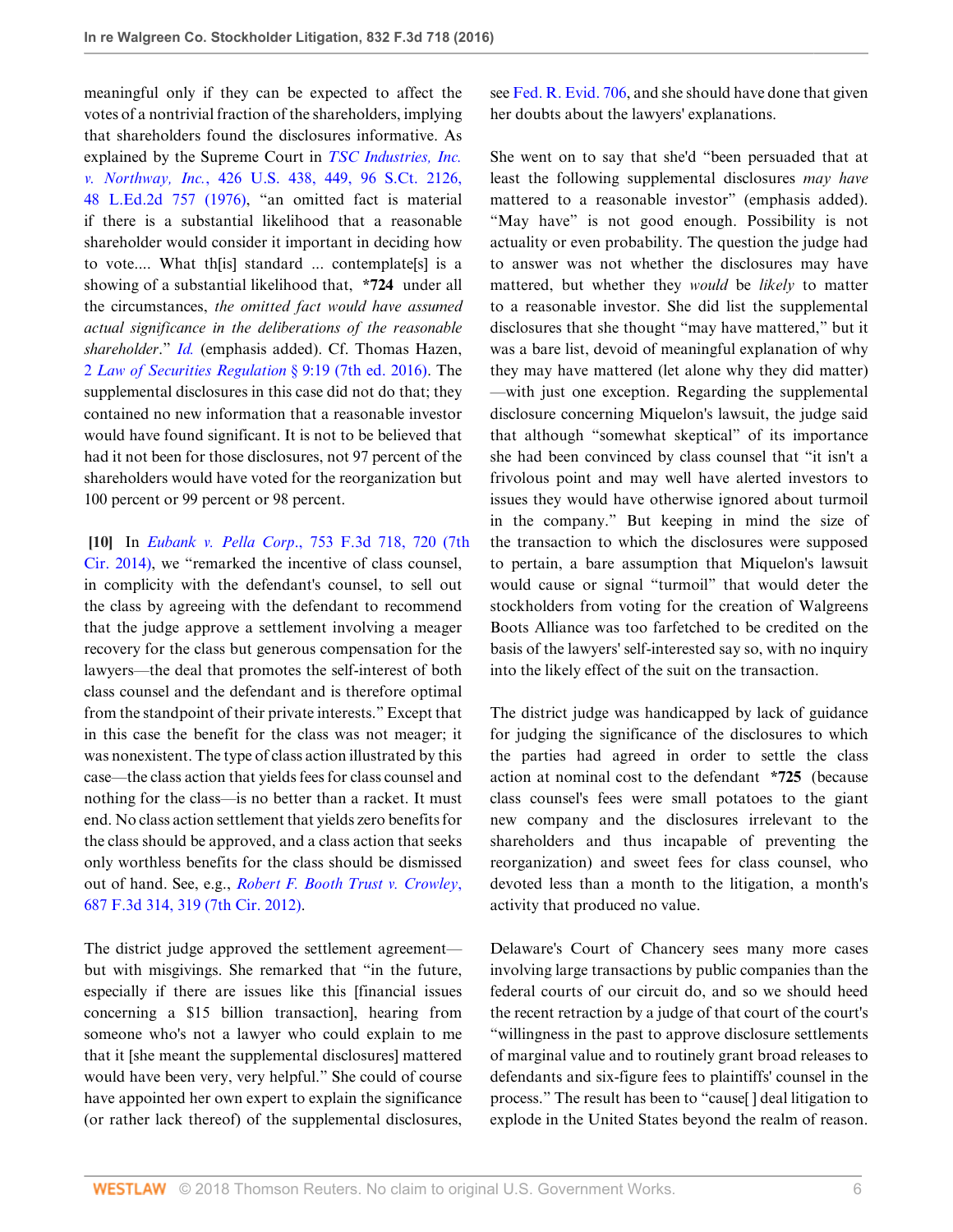meaningful only if they can be expected to affect the votes of a nontrivial fraction of the shareholders, implying that shareholders found the disclosures informative. As explained by the Supreme Court in *TSC Industries, Inc. v. Northway, Inc.*, 426 U.S. 438, 449, 96 S.Ct. 2126, 48 L.Ed.2d 757 (1976), "an omitted fact is material if there is a substantial likelihood that a reasonable shareholder would consider it important in deciding how to vote.... What th[is] standard ... contemplate[s] is a showing of a substantial likelihood that, **\*724** under all the circumstances, *the omitted fact would have assumed actual significance in the deliberations of the reasonable shareholder*." *Id.* (emphasis added). Cf. Thomas Hazen, 2 *Law of Securities Regulation* § 9:19 (7th ed. 2016). The supplemental disclosures in this case did not do that; they contained no new information that a reasonable investor would have found significant. It is not to be believed that had it not been for those disclosures, not 97 percent of the shareholders would have voted for the reorganization but 100 percent or 99 percent or 98 percent.

**[10]** In *Eubank v. Pella Corp.*, 753 F.3d 718, 720 (7th Cir. 2014), we "remarked the incentive of class counsel, in complicity with the defendant's counsel, to sell out the class by agreeing with the defendant to recommend that the judge approve a settlement involving a meager recovery for the class but generous compensation for the lawyers—the deal that promotes the self-interest of both class counsel and the defendant and is therefore optimal from the standpoint of their private interests." Except that in this case the benefit for the class was not meager; it was nonexistent. The type of class action illustrated by this case—the class action that yields fees for class counsel and nothing for the class—is no better than a racket. It must end. No class action settlement that yields zero benefits for the class should be approved, and a class action that seeks only worthless benefits for the class should be dismissed out of hand. See, e.g., *Robert F. Booth Trust v. Crowley*, 687 F.3d 314, 319 (7th Cir. 2012).

The district judge approved the settlement agreement—but with misgivings. She remarked that "in the future, especially if there are issues like this [financial issues concerning a $15 billion transaction], hearing from someone who's not a lawyer who could explain to me that it [she meant the supplemental disclosures] mattered would have been very, very helpful." She could of course have appointed her own expert to explain the significance (or rather lack thereof) of the supplemental disclosures, see Fed. R. Evid. 706, and she should have done that given her doubts about the lawyers' explanations.

She went on to say that she'd "been persuaded that at least the following supplemental disclosures *may have* mattered to a reasonable investor" (emphasis added). "May have" is not good enough. Possibility is not actuality or even probability. The question the judge had to answer was not whether the disclosures may have mattered, but whether they *would* be *likely* to matter to a reasonable investor. She did list the supplemental disclosures that she thought "may have mattered," but it was a bare list, devoid of meaningful explanation of why they may have mattered (let alone why they did matter)—with just one exception. Regarding the supplemental disclosure concerning Miquelon's lawsuit, the judge said that although "somewhat skeptical" of its importance she had been convinced by class counsel that "it isn't a frivolous point and may well have alerted investors to issues they would have otherwise ignored about turmoil in the company." But keeping in mind the size of the transaction to which the disclosures were supposed to pertain, a bare assumption that Miquelon's lawsuit would cause or signal "turmoil" that would deter the stockholders from voting for the creation of Walgreens Boots Alliance was too farfetched to be credited on the basis of the lawyers' self-interested say so, with no inquiry into the likely effect of the suit on the transaction.

The district judge was handicapped by lack of guidance for judging the significance of the disclosures to which the parties had agreed in order to settle the class action at nominal cost to the defendant **\*725** (because class counsel's fees were small potatoes to the giant new company and the disclosures irrelevant to the shareholders and thus incapable of preventing the reorganization) and sweet fees for class counsel, who devoted less than a month to the litigation, a month's activity that produced no value.

Delaware's Court of Chancery sees many more cases involving large transactions by public companies than the federal courts of our circuit do, and so we should heed the recent retraction by a judge of that court of the court's "willingness in the past to approve disclosure settlements of marginal value and to routinely grant broad releases to defendants and six-figure fees to plaintiffs' counsel in the process." The result has been to "cause[ ] deal litigation to explode in the United States beyond the realm of reason.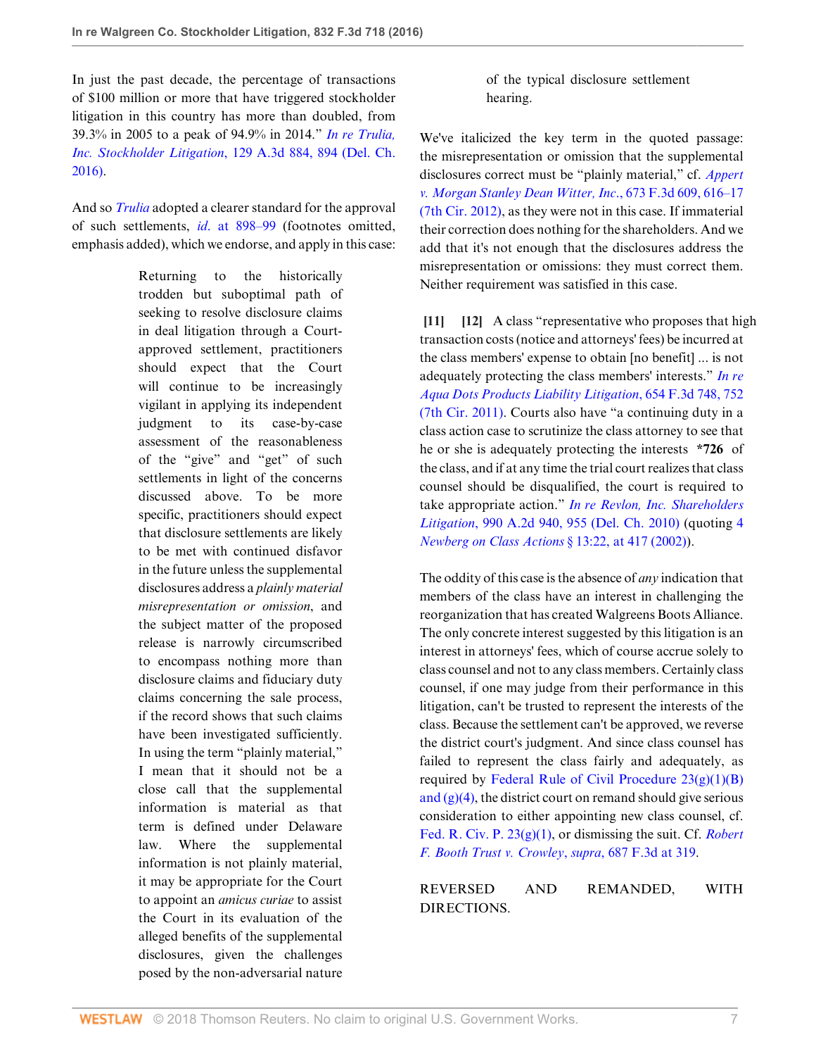In just the past decade, the percentage of transactions of $100 million or more that have triggered stockholder litigation in this country has more than doubled, from 39.3% in 2005 to a peak of 94.9% in 2014." *In re Trulia, Inc. Stockholder Litigation*, 129 A.3d 884, 894 (Del. Ch. 2016).

And so *Trulia* adopted a clearer standard for the approval of such settlements, *id.* at 898–99 (footnotes omitted, emphasis added), which we endorse, and apply in this case:

> Returning to the historically trodden but suboptimal path of seeking to resolve disclosure claims in deal litigation through a Court-approved settlement, practitioners should expect that the Court will continue to be increasingly vigilant in applying its independent judgment to its case-by-case assessment of the reasonableness of the "give" and "get" of such settlements in light of the concerns discussed above. To be more specific, practitioners should expect that disclosure settlements are likely to be met with continued disfavor in the future unless the supplemental disclosures address a *plainly material misrepresentation or omission*, and the subject matter of the proposed release is narrowly circumscribed to encompass nothing more than disclosure claims and fiduciary duty claims concerning the sale process, if the record shows that such claims have been investigated sufficiently. In using the term "plainly material," I mean that it should not be a close call that the supplemental information is material as that term is defined under Delaware law. Where the supplemental information is not plainly material, it may be appropriate for the Court to appoint an *amicus curiae* to assist the Court in its evaluation of the alleged benefits of the supplemental disclosures, given the challenges posed by the non-adversarial nature of the typical disclosure settlement hearing.

We've italicized the key term in the quoted passage: the misrepresentation or omission that the supplemental disclosures correct must be "plainly material," cf. *Appert v. Morgan Stanley Dean Witter, Inc.*, 673 F.3d 609, 616–17 (7th Cir. 2012), as they were not in this case. If immaterial their correction does nothing for the shareholders. And we add that it's not enough that the disclosures address the misrepresentation or omissions: they must correct them. Neither requirement was satisfied in this case.

**[11] [12]** A class "representative who proposes that high transaction costs (notice and attorneys' fees) be incurred at the class members' expense to obtain [no benefit] ... is not adequately protecting the class members' interests." *In re Aqua Dots Products Liability Litigation*, 654 F.3d 748, 752 (7th Cir. 2011). Courts also have "a continuing duty in a class action case to scrutinize the class attorney to see that he or she is adequately protecting the interests **\*726** of the class, and if at any time the trial court realizes that class counsel should be disqualified, the court is required to take appropriate action." *In re Revlon, Inc. Shareholders Litigation*, 990 A.2d 940, 955 (Del. Ch. 2010) (quoting 4 *Newberg on Class Actions* § 13:22, at 417 (2002)).

The oddity of this case is the absence of *any* indication that members of the class have an interest in challenging the reorganization that has created Walgreens Boots Alliance. The only concrete interest suggested by this litigation is an interest in attorneys' fees, which of course accrue solely to class counsel and not to any class members. Certainly class counsel, if one may judge from their performance in this litigation, can't be trusted to represent the interests of the class. Because the settlement can't be approved, we reverse the district court's judgment. And since class counsel has failed to represent the class fairly and adequately, as required by Federal Rule of Civil Procedure 23(g)(1)(B) and (g)(4), the district court on remand should give serious consideration to either appointing new class counsel, cf. Fed. R. Civ. P. 23(g)(1), or dismissing the suit. Cf. *Robert F. Booth Trust v. Crowley*, *supra*, 687 F.3d at 319.

REVERSED AND REMANDED, WITH DIRECTIONS.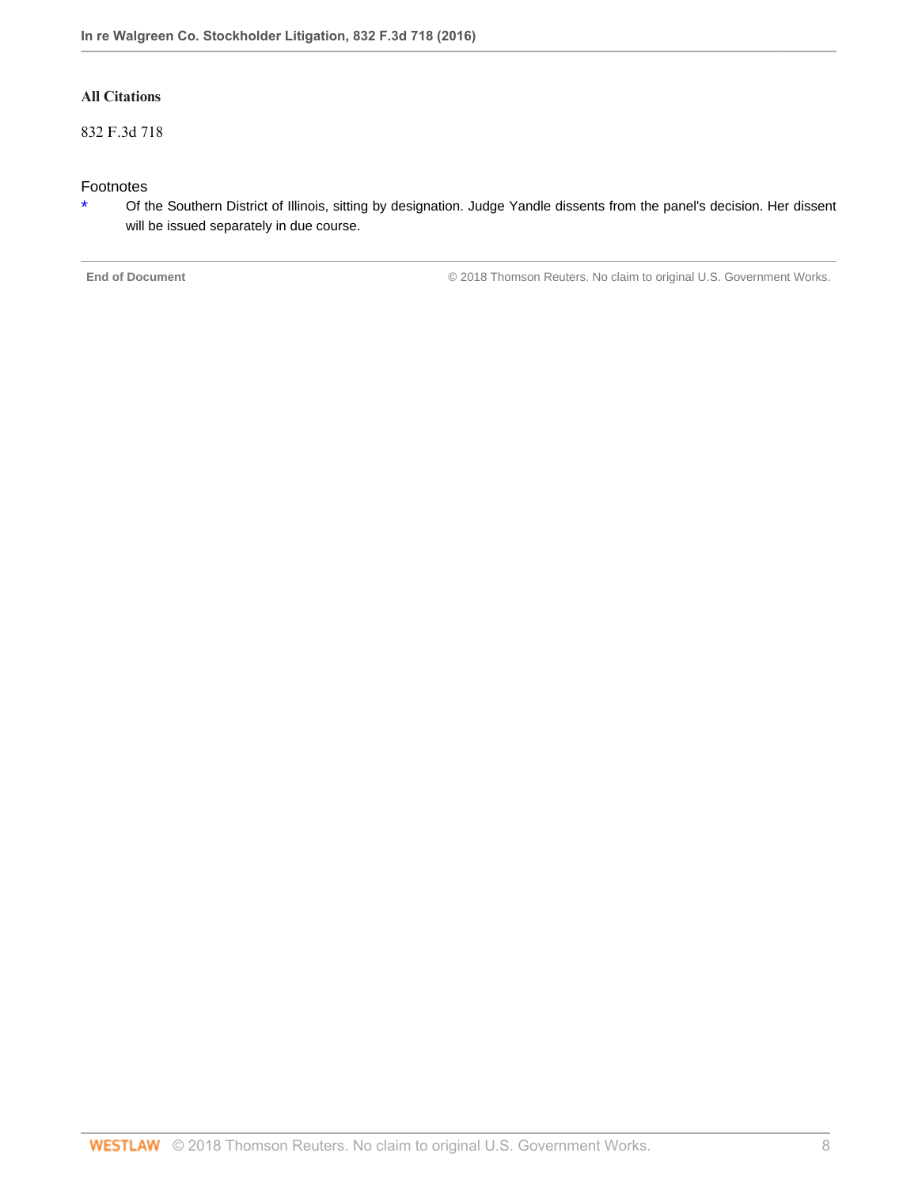**All Citations**

832 F.3d 718

Footnotes

* Of the Southern District of Illinois, sitting by designation. Judge Yandle dissents from the panel's decision. Her dissent will be issued separately in due course.

**End of Document** © 2018 Thomson Reuters. No claim to original U.S. Government Works.